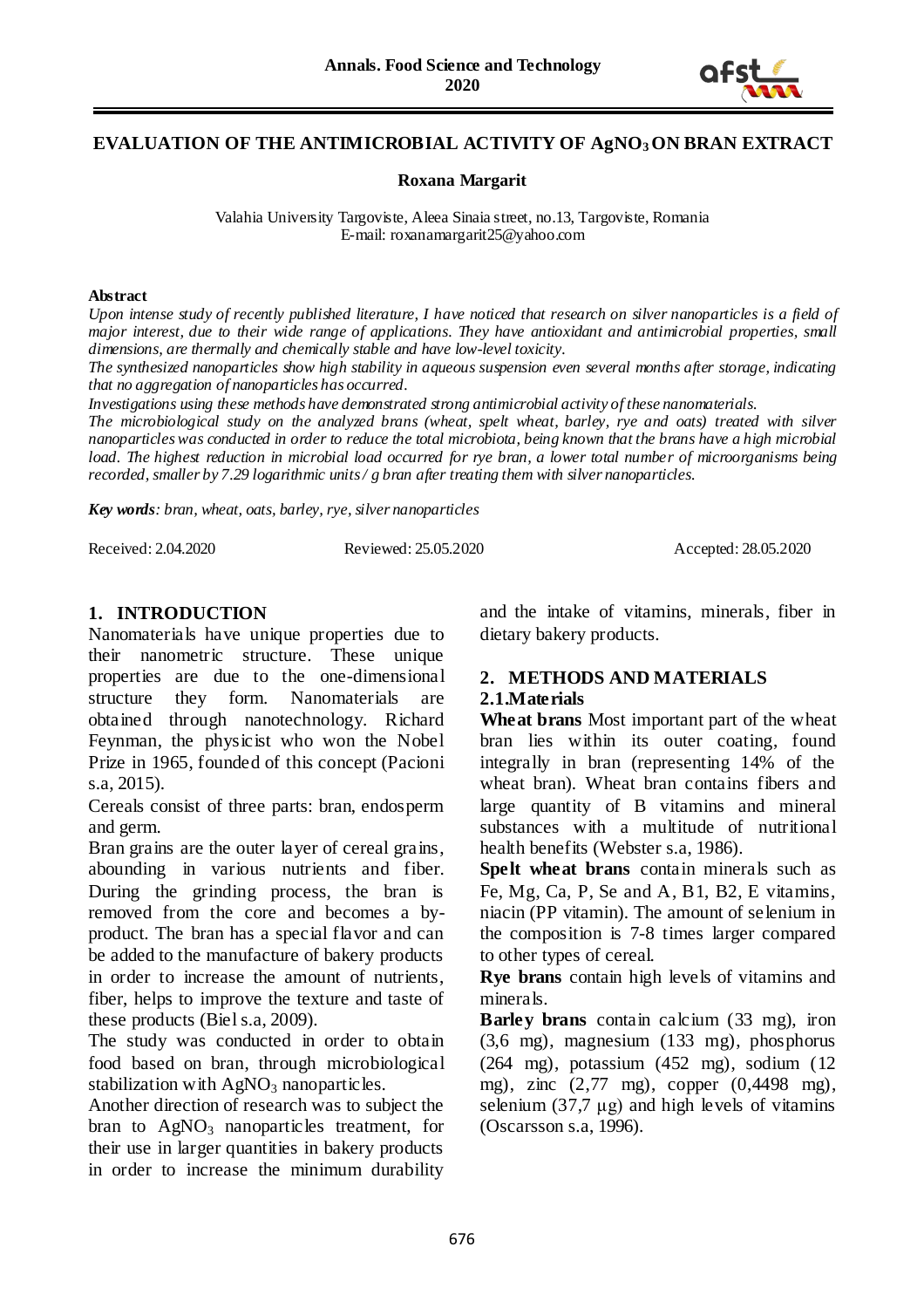# EVALUATION OF THE ANTIMICROBIAL ACTIVITY OF $AgNO_3$ ON BRAN EXTRACT

**Roxana Margarit**

Valahia University Targoviste, Aleea Sinaia street, no.13, Targoviste, Romania
E-mail: roxanamargarit25@yahoo.com

**Abstract**

*Upon intense study of recently published literature, I have noticed that research on silver nanoparticles is a field of major interest, due to their wide range of applications. They have antioxidant and antimicrobial properties, small dimensions, are thermally and chemically stable and have low-level toxicity.*

*The synthesized nanoparticles show high stability in aqueous suspension even several months after storage, indicating that no aggregation of nanoparticles has occurred.*

*Investigations using these methods have demonstrated strong antimicrobial activity of these nanomaterials.*

*The microbiological study on the analyzed brans (wheat, spelt wheat, barley, rye and oats) treated with silver nanoparticles was conducted in order to reduce the total microbiota, being known that the brans have a high microbial load. The highest reduction in microbial load occurred for rye bran, a lower total number of microorganisms being recorded, smaller by 7.29 logarithmic units / g bran after treating them with silver nanoparticles.*

***Key words**: bran, wheat, oats, barley, rye, silver nanoparticles*

Received: 2.04.2020 Reviewed: 25.05.2020 Accepted: 28.05.2020

## 1. INTRODUCTION

Nanomaterials have unique properties due to their nanometric structure. These unique properties are due to the one-dimensional structure they form. Nanomaterials are obtained through nanotechnology. Richard Feynman, the physicist who won the Nobel Prize in 1965, founded of this concept (Pacioni s.a, 2015).

Cereals consist of three parts: bran, endosperm and germ.

Bran grains are the outer layer of cereal grains, abounding in various nutrients and fiber. During the grinding process, the bran is removed from the core and becomes a by-product. The bran has a special flavor and can be added to the manufacture of bakery products in order to increase the amount of nutrients, fiber, helps to improve the texture and taste of these products (Biel s.a, 2009).

The study was conducted in order to obtain food based on bran, through microbiological stabilization with $AgNO_3$ nanoparticles.

Another direction of research was to subject the bran to $AgNO_3$ nanoparticles treatment, for their use in larger quantities in bakery products in order to increase the minimum durability and the intake of vitamins, minerals, fiber in dietary bakery products.

## 2. METHODS AND MATERIALS

### 2.1. Materials

**Wheat brans** Most important part of the wheat bran lies within its outer coating, found integrally in bran (representing 14% of the wheat bran). Wheat bran contains fibers and large quantity of B vitamins and mineral substances with a multitude of nutritional health benefits (Webster s.a, 1986).

**Spelt wheat brans** contain minerals such as Fe, Mg, Ca, P, Se and A, B1, B2, E vitamins, niacin (PP vitamin). The amount of selenium in the composition is 7-8 times larger compared to other types of cereal.

**Rye brans** contain high levels of vitamins and minerals.

**Barley brans** contain calcium (33 mg), iron (3,6 mg), magnesium (133 mg), phosphorus (264 mg), potassium (452 mg), sodium (12 mg), zinc (2,77 mg), copper (0,4498 mg), selenium (37,7 µg) and high levels of vitamins (Oscarsson s.a, 1996).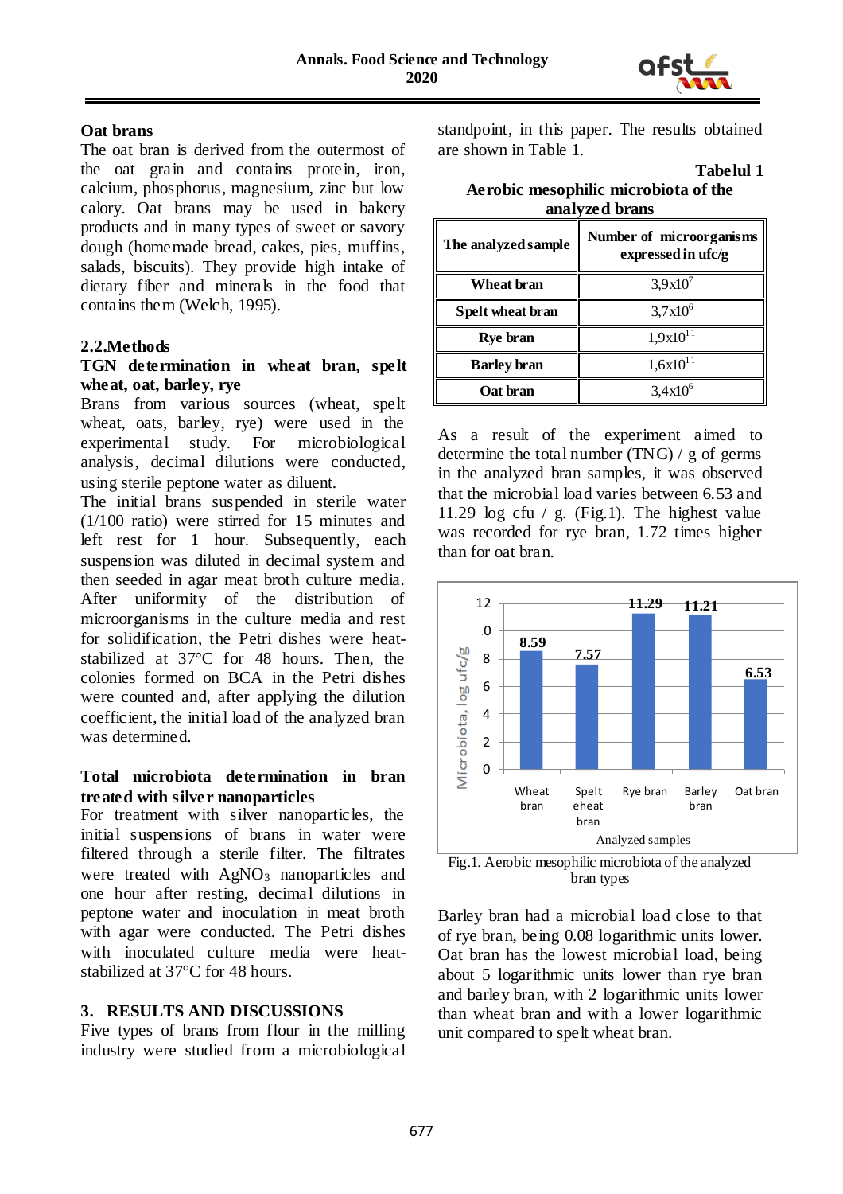## Oat brans

The oat bran is derived from the outermost of the oat grain and contains protein, iron, calcium, phosphorus, magnesium, zinc but low calory. Oat brans may be used in bakery products and in many types of sweet or savory dough (homemade bread, cakes, pies, muffins, salads, biscuits). They provide high intake of dietary fiber and minerals in the food that contains them (Welch, 1995).

## 2.2.Methods

### TGN determination in wheat bran, spelt wheat, oat, barley, rye

Brans from various sources (wheat, spelt wheat, oats, barley, rye) were used in the experimental study. For microbiological analysis, decimal dilutions were conducted, using sterile peptone water as diluent.

The initial brans suspended in sterile water (1/100 ratio) were stirred for 15 minutes and left rest for 1 hour. Subsequently, each suspension was diluted in decimal system and then seeded in agar meat broth culture media. After uniformity of the distribution of microorganisms in the culture media and rest for solidification, the Petri dishes were heat-stabilized at 37°C for 48 hours. Then, the colonies formed on BCA in the Petri dishes were counted and, after applying the dilution coefficient, the initial load of the analyzed bran was determined.

### Total microbiota determination in bran treated with silver nanoparticles

For treatment with silver nanoparticles, the initial suspensions of brans in water were filtered through a sterile filter. The filtrates were treated with $AgNO_3$ nanoparticles and one hour after resting, decimal dilutions in peptone water and inoculation in meat broth with agar were conducted. The Petri dishes with inoculated culture media were heat-stabilized at 37°C for 48 hours.

## 3. RESULTS AND DISCUSSIONS

Five types of brans from flour in the milling industry were studied from a microbiological standpoint, in this paper. The results obtained are shown in Table 1.

**Tabelul 1**

**Aerobic mesophilic microbiota of the analyzed brans**

| The analyzed sample | Number of microorganisms expressed in ufc/g |
|---|---|
| Wheat bran | $3,9x10^7$ |
| Spelt wheat bran | $3,7x10^6$ |
| Rye bran | $1,9x10^{11}$ |
| Barley bran | $1,6x10^{11}$ |
| Oat bran | $3,4x10^6$ |

As a result of the experiment aimed to determine the total number (TNG) / g of germs in the analyzed bran samples, it was observed that the microbial load varies between 6.53 and 11.29 log cfu / g. (Fig.1). The highest value was recorded for rye bran, 1.72 times higher than for oat bran.

Fig.1. Aerobic mesophilic microbiota of the analyzed bran types

Barley bran had a microbial load close to that of rye bran, being 0.08 logarithmic units lower. Oat bran has the lowest microbial load, being about 5 logarithmic units lower than rye bran and barley bran, with 2 logarithmic units lower than wheat bran and with a lower logarithmic unit compared to spelt wheat bran.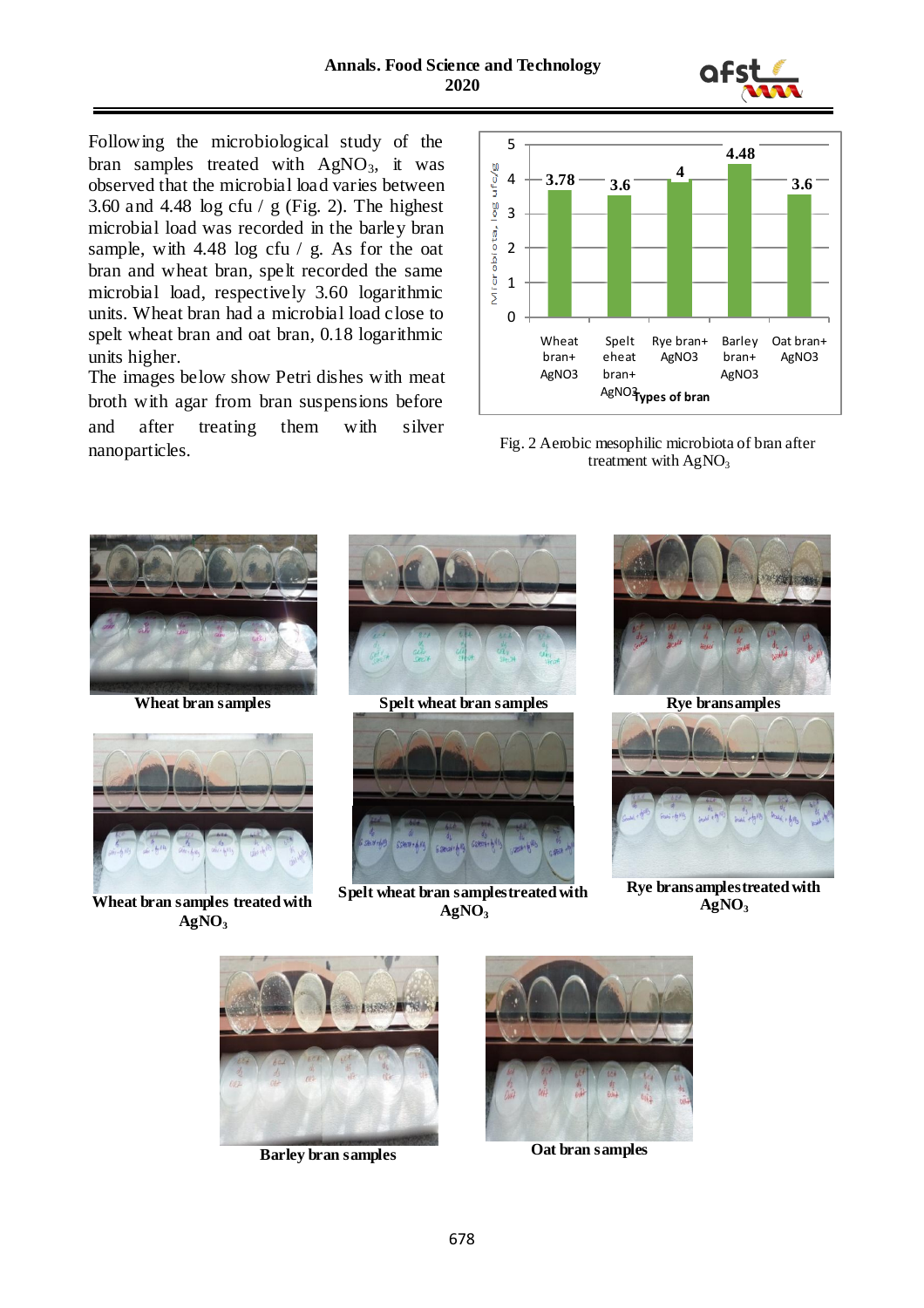Following the microbiological study of the bran samples treated with $AgNO_3$, it was observed that the microbial load varies between 3.60 and 4.48 log cfu / g (Fig. 2). The highest microbial load was recorded in the barley bran sample, with 4.48 log cfu / g. As for the oat bran and wheat bran, spelt recorded the same microbial load, respectively 3.60 logarithmic units. Wheat bran had a microbial load close to spelt wheat bran and oat bran, 0.18 logarithmic units higher.

The images below show Petri dishes with meat broth with agar from bran suspensions before and after treating them with silver nanoparticles.

Fig. 2 Aerobic mesophilic microbiota of bran after treatment with $AgNO_3$

**Wheat bran samples**

**Spelt wheat bran samples**

**Rye bran samples**

**Wheat bran samples treated with $AgNO_3$**

**Spelt wheat bran samples treated with $AgNO_3$**

**Rye bran samples treated with $AgNO_3$**

**Barley bran samples**

**Oat bran samples**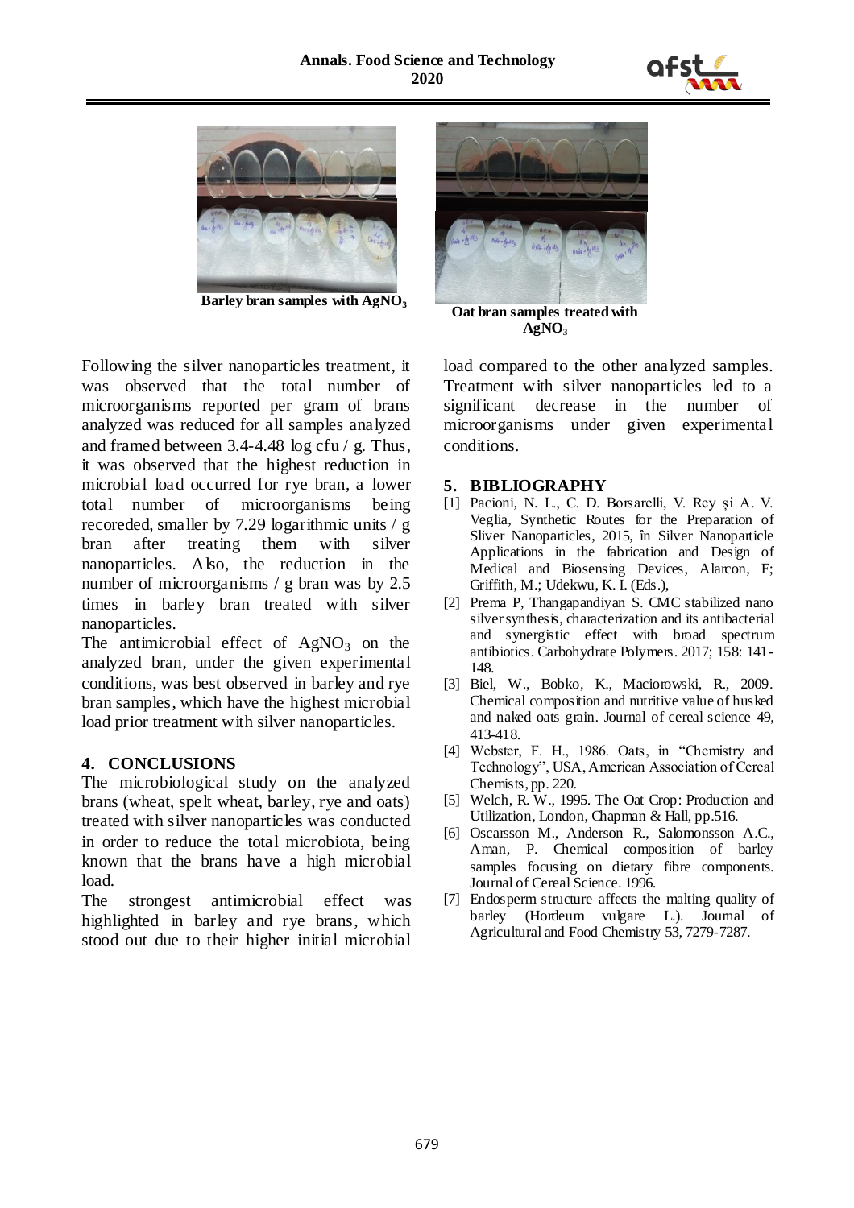Barley bran samples with $AgNO_3$

Oat bran samples treated with $AgNO_3$

Following the silver nanoparticles treatment, it was observed that the total number of microorganisms reported per gram of brans analyzed was reduced for all samples analyzed and framed between 3.4-4.48 log cfu / g. Thus, it was observed that the highest reduction in microbial load occurred for rye bran, a lower total number of microorganisms being recoreded, smaller by 7.29 logarithmic units / g bran after treating them with silver nanoparticles. Also, the reduction in the number of microorganisms / g bran was by 2.5 times in barley bran treated with silver nanoparticles.

The antimicrobial effect of $AgNO_3$ on the analyzed bran, under the given experimental conditions, was best observed in barley and rye bran samples, which have the highest microbial load prior treatment with silver nanoparticles.

## 4. CONCLUSIONS

The microbiological study on the analyzed brans (wheat, spelt wheat, barley, rye and oats) treated with silver nanoparticles was conducted in order to reduce the total microbiota, being known that the brans have a high microbial load.

The strongest antimicrobial effect was highlighted in barley and rye brans, which stood out due to their higher initial microbial load compared to the other analyzed samples. Treatment with silver nanoparticles led to a significant decrease in the number of microorganisms under given experimental conditions.

## 5. BIBLIOGRAPHY

[1] Pacioni, N. L., C. D. Borsarelli, V. Rey și A. V. Veglia, Synthetic Routes for the Preparation of Sliver Nanoparticles, 2015, în Silver Nanoparticle Applications in the fabrication and Design of Medical and Biosensing Devices, Alarcon, E; Griffith, M.; Udekwu, K. I. (Eds.),

[2] Prema P, Thangapandiyan S. CMC stabilized nano silver synthesis, characterization and its antibacterial and synergistic effect with broad spectrum antibiotics. Carbohydrate Polymers. 2017; 158: 141-148.

[3] Biel, W., Bobko, K., Maciorowski, R., 2009. Chemical composition and nutritive value of husked and naked oats grain. Journal of cereal science 49, 413-418.

[4] Webster, F. H., 1986. Oats, in "Chemistry and Technology", USA, American Association of Cereal Chemists, pp. 220.

[5] Welch, R. W., 1995. The Oat Crop: Production and Utilization, London, Chapman & Hall, pp.516.

[6] Oscarsson M., Anderson R., Salomonsson A.C., Aman, P. Chemical composition of barley samples focusing on dietary fibre components. Journal of Cereal Science. 1996.

[7] Endosperm structure affects the malting quality of barley (Hordeum vulgare L.). Journal of Agricultural and Food Chemistry 53, 7279-7287.